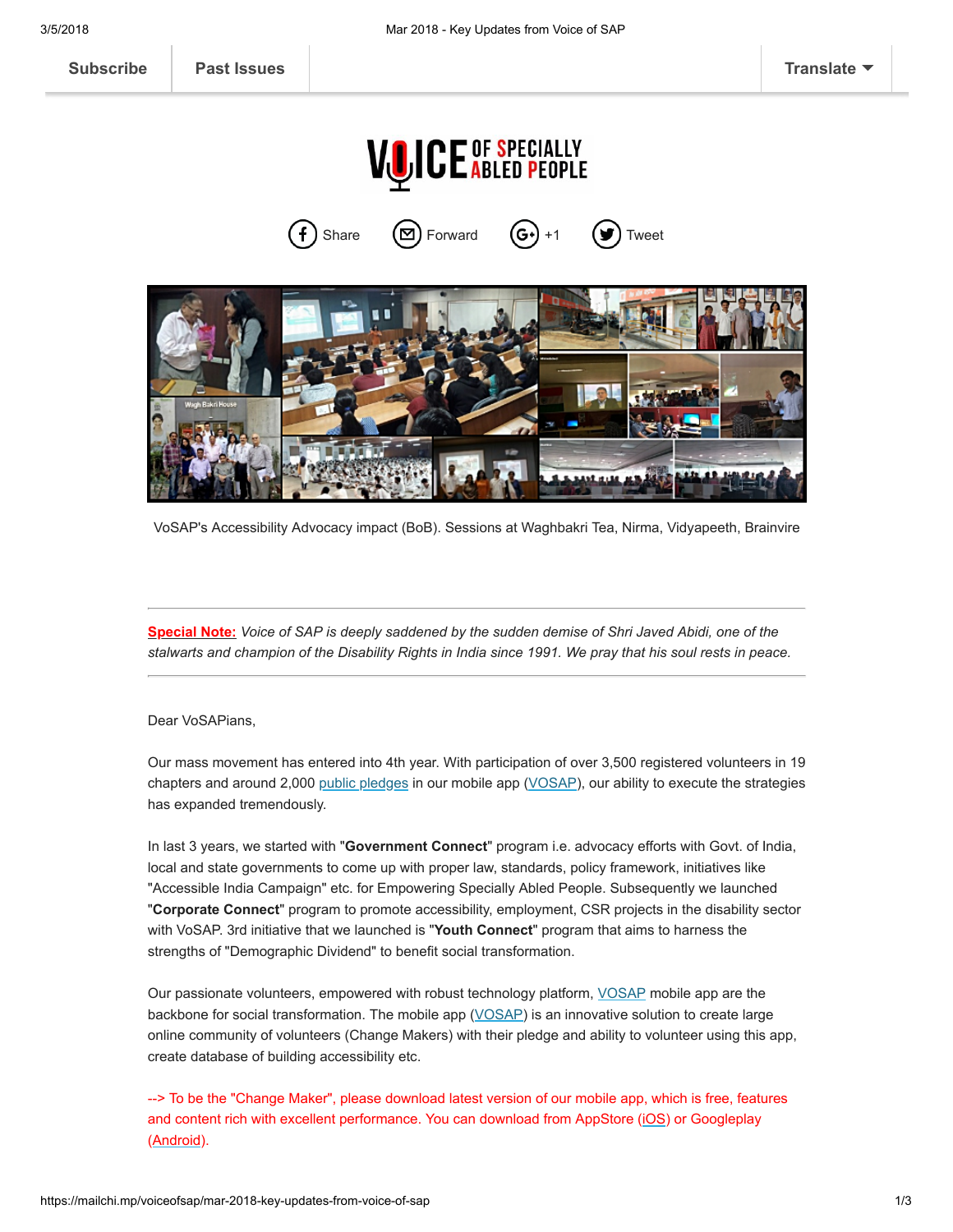Subscribe | Past Issues | Translate

VoSAP's Accessibility Advocacy impact (BoB). Sessions at Waghbakri Tea, Nirma, Vidyapeeth, Brainvire

---

**Special Note:** *Voice of SAP is deeply saddened by the sudden demise of Shri Javed Abidi, one of the stalwarts and champion of the Disability Rights in India since 1991. We pray that his soul rests in peace.*

---

Dear VoSAPians,

Our mass movement has entered into 4th year. With participation of over 3,500 registered volunteers in 19 chapters and around 2,000 public pledges in our mobile app (VOSAP), our ability to execute the strategies has expanded tremendously.

In last 3 years, we started with "**Government Connect**" program i.e. advocacy efforts with Govt. of India, local and state governments to come up with proper law, standards, policy framework, initiatives like "Accessible India Campaign" etc. for Empowering Specially Abled People. Subsequently we launched "**Corporate Connect**" program to promote accessibility, employment, CSR projects in the disability sector with VoSAP. 3rd initiative that we launched is "**Youth Connect**" program that aims to harness the strengths of "Demographic Dividend" to benefit social transformation.

Our passionate volunteers, empowered with robust technology platform, VOSAP mobile app are the backbone for social transformation. The mobile app (VOSAP) is an innovative solution to create large online community of volunteers (Change Makers) with their pledge and ability to volunteer using this app, create database of building accessibility etc.

--> To be the "Change Maker", please download latest version of our mobile app, which is free, features and content rich with excellent performance. You can download from AppStore (iOS) or Googleplay (Android).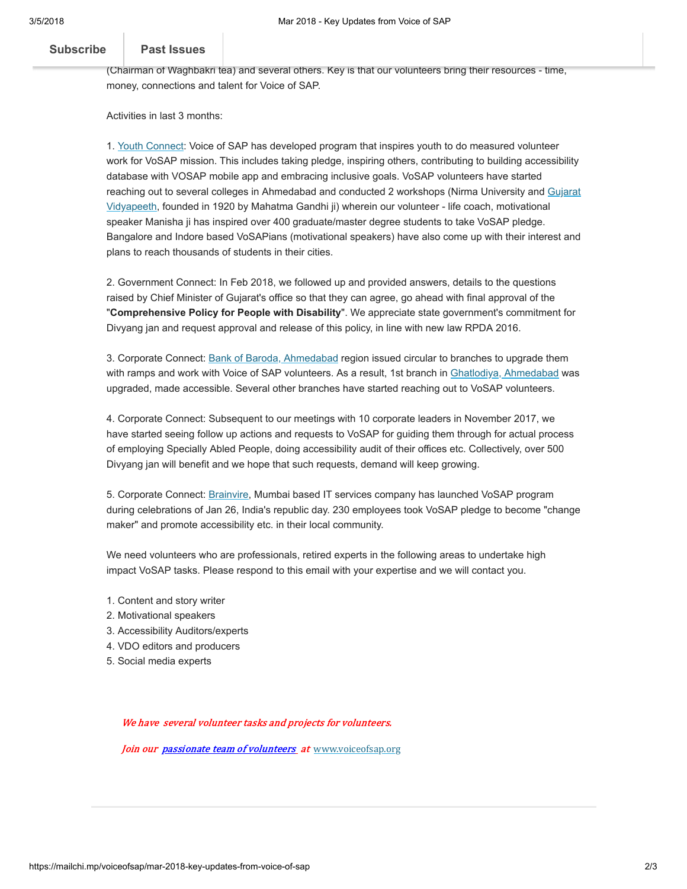(Chairman of Waghbakri tea) and several others. Key is that our volunteers bring their resources - time, money, connections and talent for Voice of SAP.

Activities in last 3 months:

1. Youth Connect: Voice of SAP has developed program that inspires youth to do measured volunteer work for VoSAP mission. This includes taking pledge, inspiring others, contributing to building accessibility database with VOSAP mobile app and embracing inclusive goals. VoSAP volunteers have started reaching out to several colleges in Ahmedabad and conducted 2 workshops (Nirma University and Gujarat Vidyapeeth, founded in 1920 by Mahatma Gandhi ji) wherein our volunteer - life coach, motivational speaker Manisha ji has inspired over 400 graduate/master degree students to take VoSAP pledge. Bangalore and Indore based VoSAPians (motivational speakers) have also come up with their interest and plans to reach thousands of students in their cities.

2. Government Connect: In Feb 2018, we followed up and provided answers, details to the questions raised by Chief Minister of Gujarat's office so that they can agree, go ahead with final approval of the "**Comprehensive Policy for People with Disability**". We appreciate state government's commitment for Divyang jan and request approval and release of this policy, in line with new law RPDA 2016.

3. Corporate Connect: Bank of Baroda, Ahmedabad region issued circular to branches to upgrade them with ramps and work with Voice of SAP volunteers. As a result, 1st branch in Ghatlodiya, Ahmedabad was upgraded, made accessible. Several other branches have started reaching out to VoSAP volunteers.

4. Corporate Connect: Subsequent to our meetings with 10 corporate leaders in November 2017, we have started seeing follow up actions and requests to VoSAP for guiding them through for actual process of employing Specially Abled People, doing accessibility audit of their offices etc. Collectively, over 500 Divyang jan will benefit and we hope that such requests, demand will keep growing.

5. Corporate Connect: Brainvire, Mumbai based IT services company has launched VoSAP program during celebrations of Jan 26, India's republic day. 230 employees took VoSAP pledge to become "change maker" and promote accessibility etc. in their local community.

We need volunteers who are professionals, retired experts in the following areas to undertake high impact VoSAP tasks. Please respond to this email with your expertise and we will contact you.

1. Content and story writer
2. Motivational speakers
3. Accessibility Auditors/experts
4. VDO editors and producers
5. Social media experts

*We have several volunteer tasks and projects for volunteers.*

*Join our passionate team of volunteers at* www.voiceofsap.org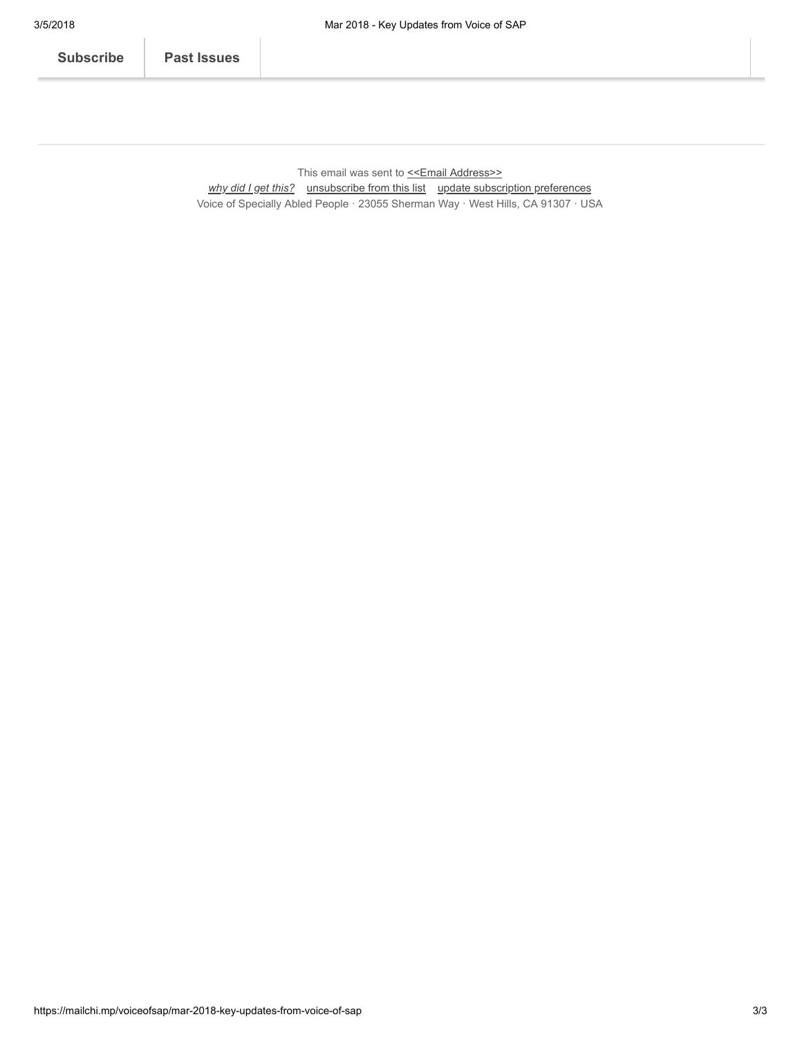Subscribe | Past Issues

This email was sent to <<Email Address>>

*why did I get this?* unsubscribe from this list update subscription preferences

Voice of Specially Abled People · 23055 Sherman Way · West Hills, CA 91307 · USA